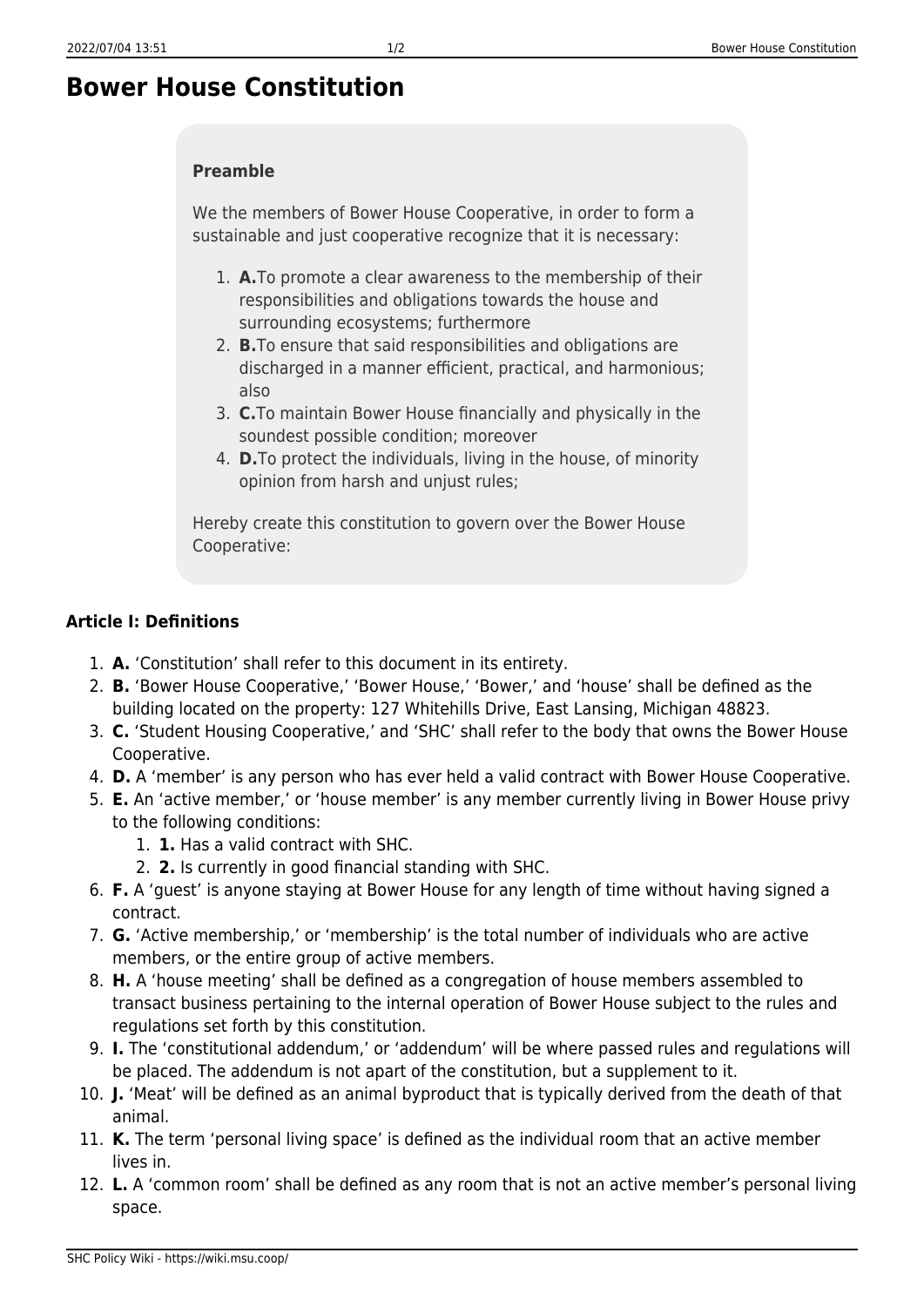# Bower House Constitution

**Preamble**

We the members of Bower House Cooperative, in order to form a sustainable and just cooperative recognize that it is necessary:

1. **A.**To promote a clear awareness to the membership of their responsibilities and obligations towards the house and surrounding ecosystems; furthermore
2. **B.**To ensure that said responsibilities and obligations are discharged in a manner efficient, practical, and harmonious; also
3. **C.**To maintain Bower House financially and physically in the soundest possible condition; moreover
4. **D.**To protect the individuals, living in the house, of minority opinion from harsh and unjust rules;

Hereby create this constitution to govern over the Bower House Cooperative:

### Article I: Definitions

1. **A.** 'Constitution' shall refer to this document in its entirety.
2. **B.** 'Bower House Cooperative,' 'Bower House,' 'Bower,' and 'house' shall be defined as the building located on the property: 127 Whitehills Drive, East Lansing, Michigan 48823.
3. **C.** 'Student Housing Cooperative,' and 'SHC' shall refer to the body that owns the Bower House Cooperative.
4. **D.** A 'member' is any person who has ever held a valid contract with Bower House Cooperative.
5. **E.** An 'active member,' or 'house member' is any member currently living in Bower House privy to the following conditions:
    1. **1.** Has a valid contract with SHC.
    2. **2.** Is currently in good financial standing with SHC.
6. **F.** A 'guest' is anyone staying at Bower House for any length of time without having signed a contract.
7. **G.** 'Active membership,' or 'membership' is the total number of individuals who are active members, or the entire group of active members.
8. **H.** A 'house meeting' shall be defined as a congregation of house members assembled to transact business pertaining to the internal operation of Bower House subject to the rules and regulations set forth by this constitution.
9. **I.** The 'constitutional addendum,' or 'addendum' will be where passed rules and regulations will be placed. The addendum is not apart of the constitution, but a supplement to it.
10. **J.** 'Meat' will be defined as an animal byproduct that is typically derived from the death of that animal.
11. **K.** The term 'personal living space' is defined as the individual room that an active member lives in.
12. **L.** A 'common room' shall be defined as any room that is not an active member's personal living space.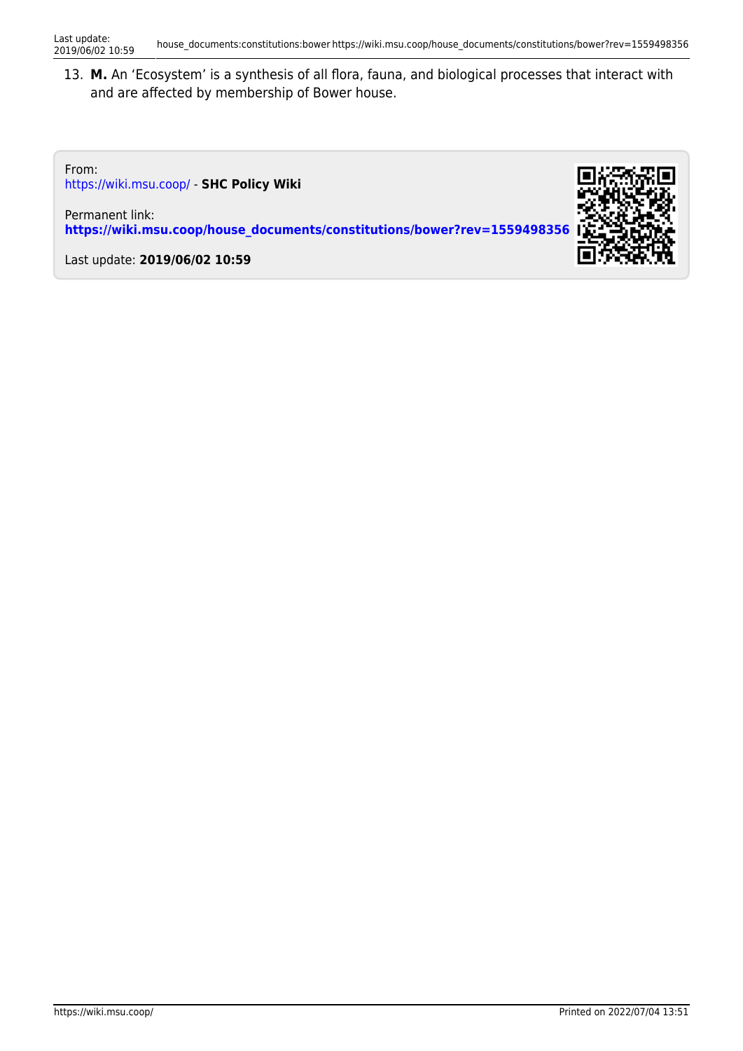13. **M.** An 'Ecosystem' is a synthesis of all flora, fauna, and biological processes that interact with and are affected by membership of Bower house.

From:
https://wiki.msu.coop/ - **SHC Policy Wiki**

Permanent link:
**https://wiki.msu.coop/house_documents/constitutions/bower?rev=1559498356**

Last update: **2019/06/02 10:59**